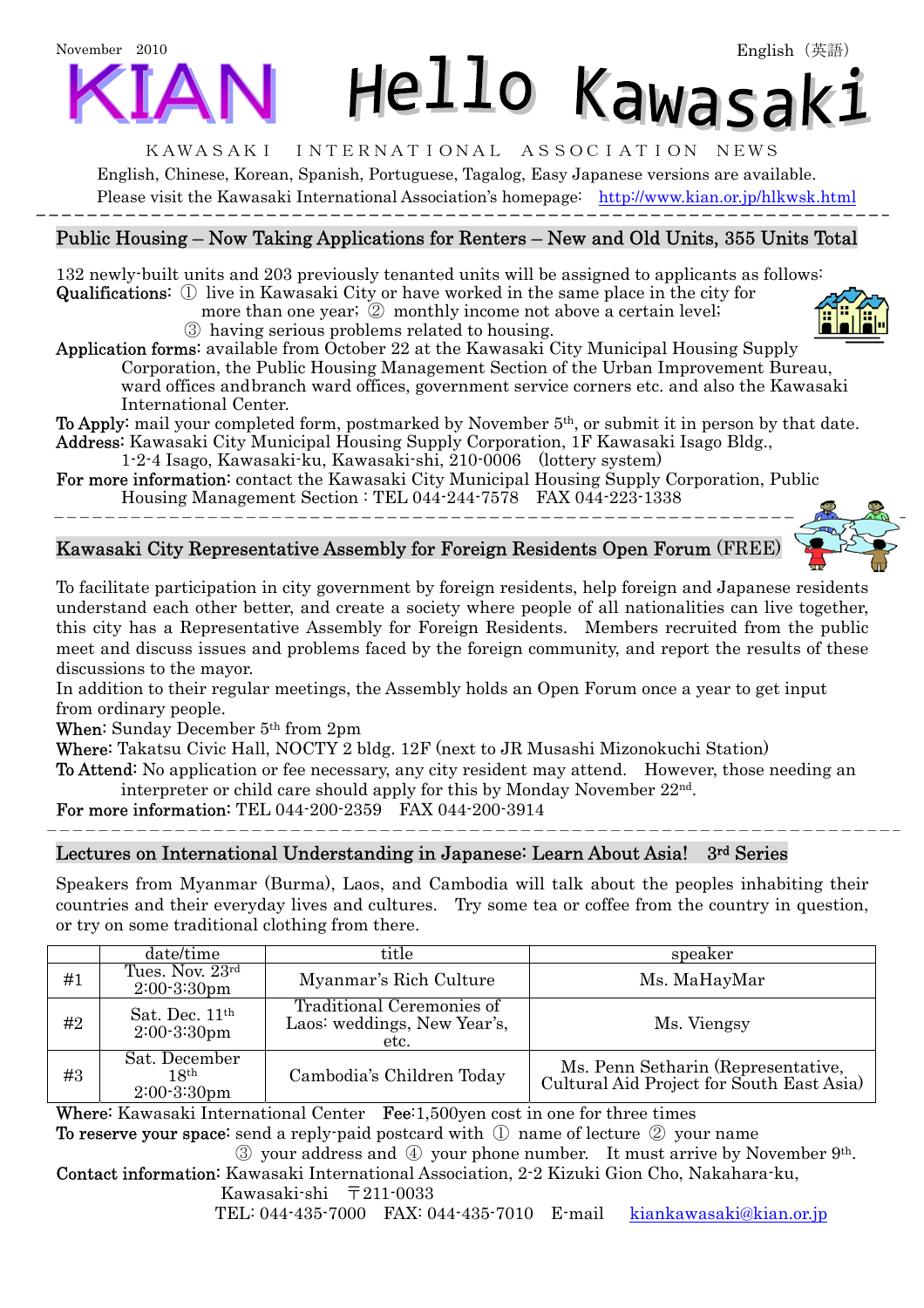November 2010

English（英語）

# KIAN Hello Kawasaki

KAWASAKI INTERNATIONAL ASSOCIATION NEWS

English, Chinese, Korean, Spanish, Portuguese, Tagalog, Easy Japanese versions are available.
Please visit the Kawasaki International Association's homepage: http://www.kian.or.jp/hlkwsk.html

## Public Housing – Now Taking Applications for Renters – New and Old Units, 355 Units Total

132 newly-built units and 203 previously tenanted units will be assigned to applicants as follows:

**Qualifications:** ① live in Kawasaki City or have worked in the same place in the city for more than one year; ② monthly income not above a certain level; ③ having serious problems related to housing.

**Application forms:** available from October 22 at the Kawasaki City Municipal Housing Supply Corporation, the Public Housing Management Section of the Urban Improvement Bureau, ward offices and branch ward offices, government service corners etc. and also the Kawasaki International Center.

**To Apply:** mail your completed form, postmarked by November 5th, or submit it in person by that date.

**Address:** Kawasaki City Municipal Housing Supply Corporation, 1F Kawasaki Isago Bldg., 1-2-4 Isago, Kawasaki-ku, Kawasaki-shi, 210-0006 (lottery system)

**For more information:** contact the Kawasaki City Municipal Housing Supply Corporation, Public Housing Management Section : TEL 044-244-7578 FAX 044-223-1338

## Kawasaki City Representative Assembly for Foreign Residents Open Forum (FREE)

To facilitate participation in city government by foreign residents, help foreign and Japanese residents understand each other better, and create a society where people of all nationalities can live together, this city has a Representative Assembly for Foreign Residents. Members recruited from the public meet and discuss issues and problems faced by the foreign community, and report the results of these discussions to the mayor.

In addition to their regular meetings, the Assembly holds an Open Forum once a year to get input from ordinary people.

**When:** Sunday December 5th from 2pm

**Where:** Takatsu Civic Hall, NOCTY 2 bldg. 12F (next to JR Musashi Mizonokuchi Station)

**To Attend:** No application or fee necessary, any city resident may attend. However, those needing an interpreter or child care should apply for this by Monday November 22nd.

**For more information:** TEL 044-200-2359 FAX 044-200-3914

## Lectures on International Understanding in Japanese: Learn About Asia! 3rd Series

Speakers from Myanmar (Burma), Laos, and Cambodia will talk about the peoples inhabiting their countries and their everyday lives and cultures. Try some tea or coffee from the country in question, or try on some traditional clothing from there.

| | date/time | title | speaker |
|---|---|---|---|
| #1 | Tues. Nov. 23rd 2:00-3:30pm | Myanmar's Rich Culture | Ms. MaHayMar |
| #2 | Sat. Dec. 11th 2:00-3:30pm | Traditional Ceremonies of Laos: weddings, New Year's, etc. | Ms. Viengsy |
| #3 | Sat. December 18th 2:00-3:30pm | Cambodia's Children Today | Ms. Penn Setharin (Representative, Cultural Aid Project for South East Asia) |

**Where:** Kawasaki International Center **Fee:** 1,500yen cost in one for three times

**To reserve your space:** send a reply-paid postcard with ① name of lecture ② your name ③ your address and ④ your phone number. It must arrive by November 9th.

**Contact information:** Kawasaki International Association, 2-2 Kizuki Gion Cho, Nakahara-ku, Kawasaki-shi 〒211-0033
TEL: 044-435-7000 FAX: 044-435-7010 E-mail kiankawasaki@kian.or.jp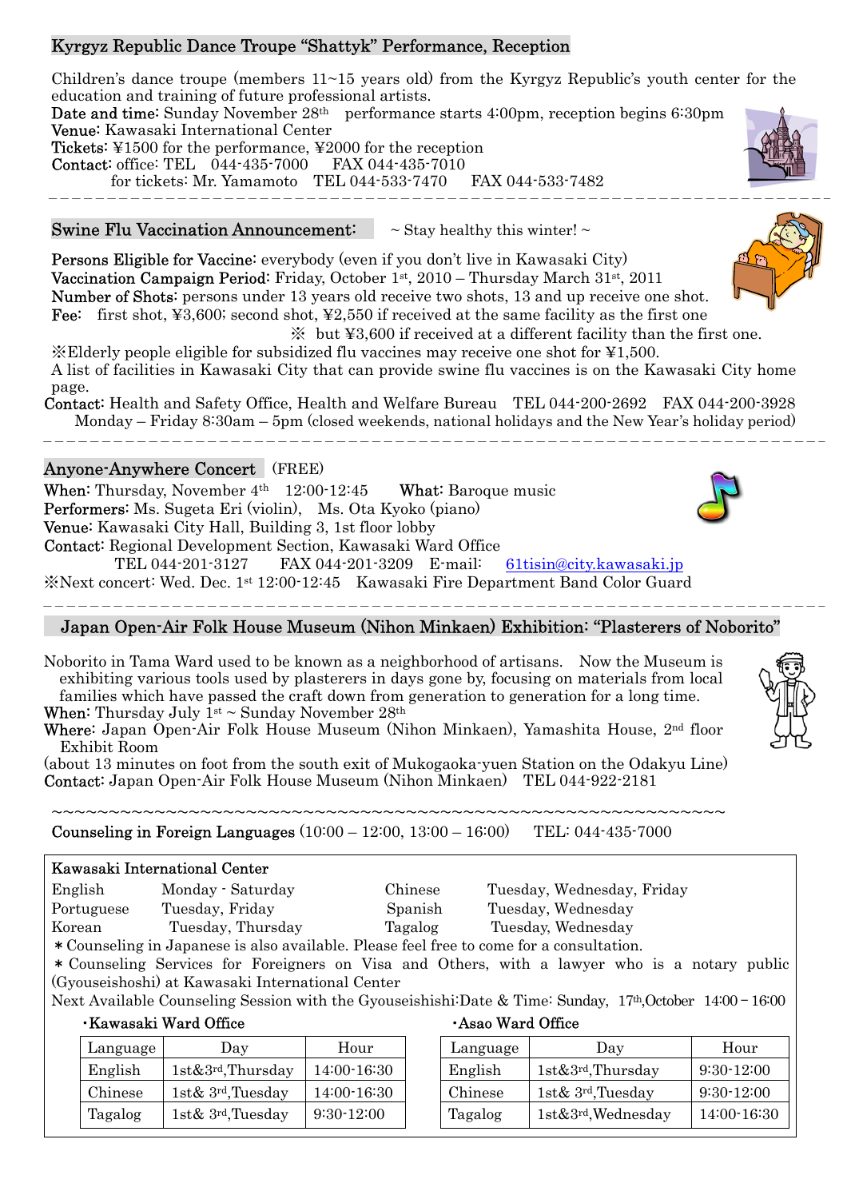## Kyrgyz Republic Dance Troupe "Shattyk" Performance, Reception

Children's dance troupe (members 11~15 years old) from the Kyrgyz Republic's youth center for the education and training of future professional artists.
**Date and time**: Sunday November 28th performance starts 4:00pm, reception begins 6:30pm
**Venue**: Kawasaki International Center
**Tickets**: ¥1500 for the performance, ¥2000 for the reception
**Contact**: office: TEL 044-435-7000 FAX 044-435-7010
for tickets: Mr. Yamamoto TEL 044-533-7470 FAX 044-533-7482

---

## Swine Flu Vaccination Announcement: ~ Stay healthy this winter! ~

**Persons Eligible for Vaccine**: everybody (even if you don't live in Kawasaki City)
**Vaccination Campaign Period**: Friday, October 1st, 2010 – Thursday March 31st, 2011
**Number of Shots**: persons under 13 years old receive two shots, 13 and up receive one shot.
**Fee**: first shot, ¥3,600; second shot, ¥2,550 if received at the same facility as the first one
※ but ¥3,600 if received at a different facility than the first one.
※Elderly people eligible for subsidized flu vaccines may receive one shot for ¥1,500.
A list of facilities in Kawasaki City that can provide swine flu vaccines is on the Kawasaki City home page.
**Contact**: Health and Safety Office, Health and Welfare Bureau TEL 044-200-2692 FAX 044-200-3928
Monday – Friday 8:30am – 5pm (closed weekends, national holidays and the New Year's holiday period)

---

## Anyone-Anywhere Concert (FREE)

**When**: Thursday, November 4th 12:00-12:45 **What**: Baroque music
**Performers**: Ms. Sugeta Eri (violin), Ms. Ota Kyoko (piano)
**Venue**: Kawasaki City Hall, Building 3, 1st floor lobby
**Contact**: Regional Development Section, Kawasaki Ward Office
TEL 044-201-3127 FAX 044-201-3209 E-mail: 61tisin@city.kawasaki.jp
※Next concert: Wed. Dec. 1st 12:00-12:45 Kawasaki Fire Department Band Color Guard

---

## Japan Open-Air Folk House Museum (Nihon Minkaen) Exhibition: "Plasterers of Noborito"

Noborito in Tama Ward used to be known as a neighborhood of artisans. Now the Museum is exhibiting various tools used by plasterers in days gone by, focusing on materials from local families which have passed the craft down from generation to generation for a long time.
**When**: Thursday July 1st ~ Sunday November 28th
**Where**: Japan Open-Air Folk House Museum (Nihon Minkaen), Yamashita House, 2nd floor Exhibit Room
(about 13 minutes on foot from the south exit of Mukogaoka-yuen Station on the Odakyu Line)
**Contact**: Japan Open-Air Folk House Museum (Nihon Minkaen) TEL 044-922-2181

---

**Counseling in Foreign Languages** (10:00 – 12:00, 13:00 – 16:00) TEL: 044-435-7000

**Kawasaki International Center**

| | | | |
|---|---|---|---|
| English | Monday - Saturday | Chinese | Tuesday, Wednesday, Friday |
| Portuguese | Tuesday, Friday | Spanish | Tuesday, Wednesday |
| Korean | Tuesday, Thursday | Tagalog | Tuesday, Wednesday |

＊Counseling in Japanese is also available. Please feel free to come for a consultation.
＊Counseling Services for Foreigners on Visa and Others, with a lawyer who is a notary public (Gyouseishoshi) at Kawasaki International Center
Next Available Counseling Session with the Gyouseishishi:Date & Time: Sunday, 17th,October 14:00－16:00

**・Kawasaki Ward Office**

| Language | Day | Hour |
|---|---|---|
| English | 1st&3rd,Thursday | 14:00-16:30 |
| Chinese | 1st& 3rd,Tuesday | 14:00-16:30 |
| Tagalog | 1st& 3rd,Tuesday | 9:30-12:00 |

**・Asao Ward Office**

| Language | Day | Hour |
|---|---|---|
| English | 1st&3rd,Thursday | 9:30-12:00 |
| Chinese | 1st& 3rd,Tuesday | 9:30-12:00 |
| Tagalog | 1st&3rd,Wednesday | 14:00-16:30 |